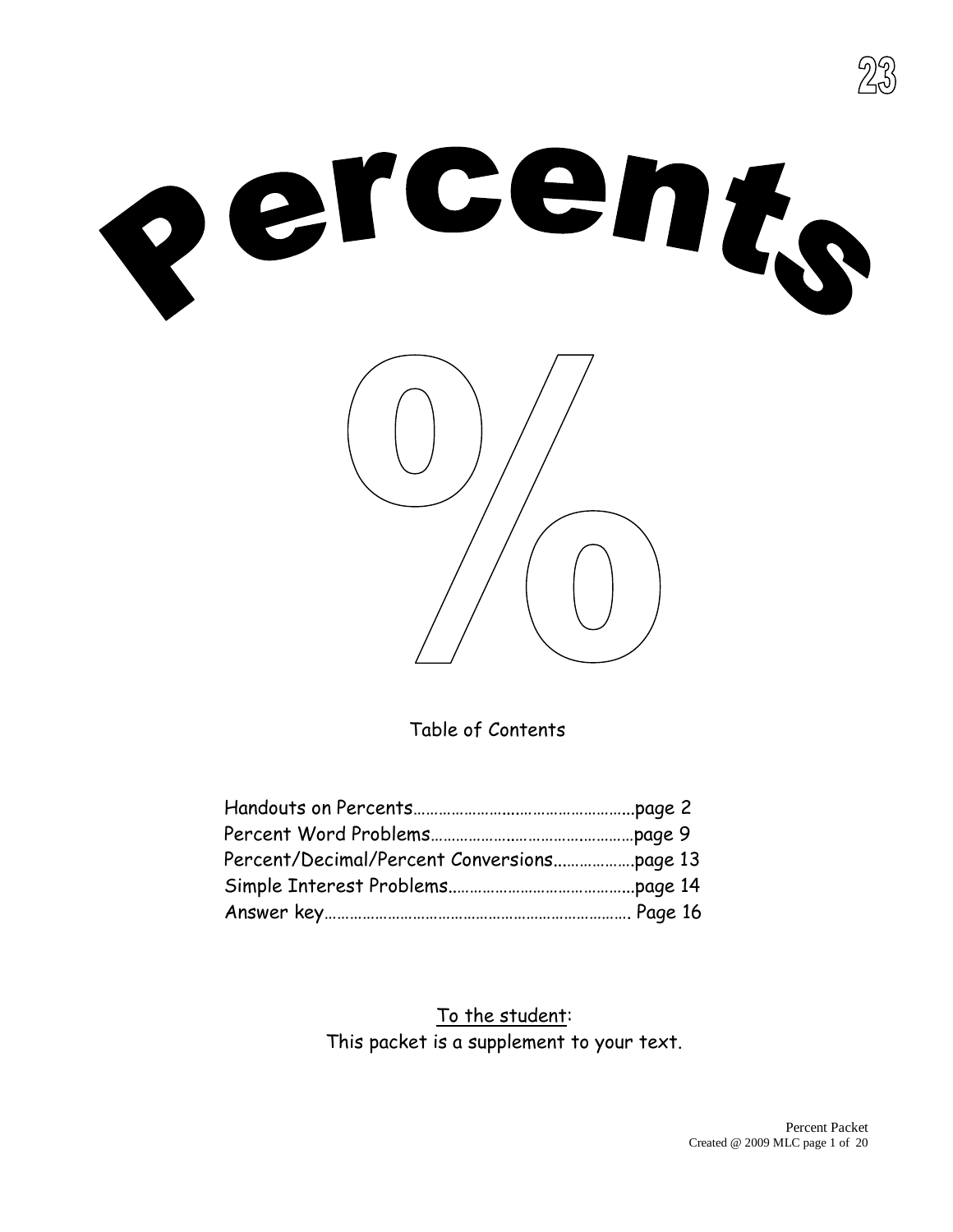23

# Percents

%

## Table of Contents

Handouts on Percents………………….…………………….page 2
Percent Word Problems……………..………….………page 9
Percent/Decimal/Percent Conversions………………page 13
Simple Interest Problems…………………………………page 14
Answer key……………………………………………………. Page 16

To the student:
This packet is a supplement to your text.

Percent Packet
Created @ 2009 MLC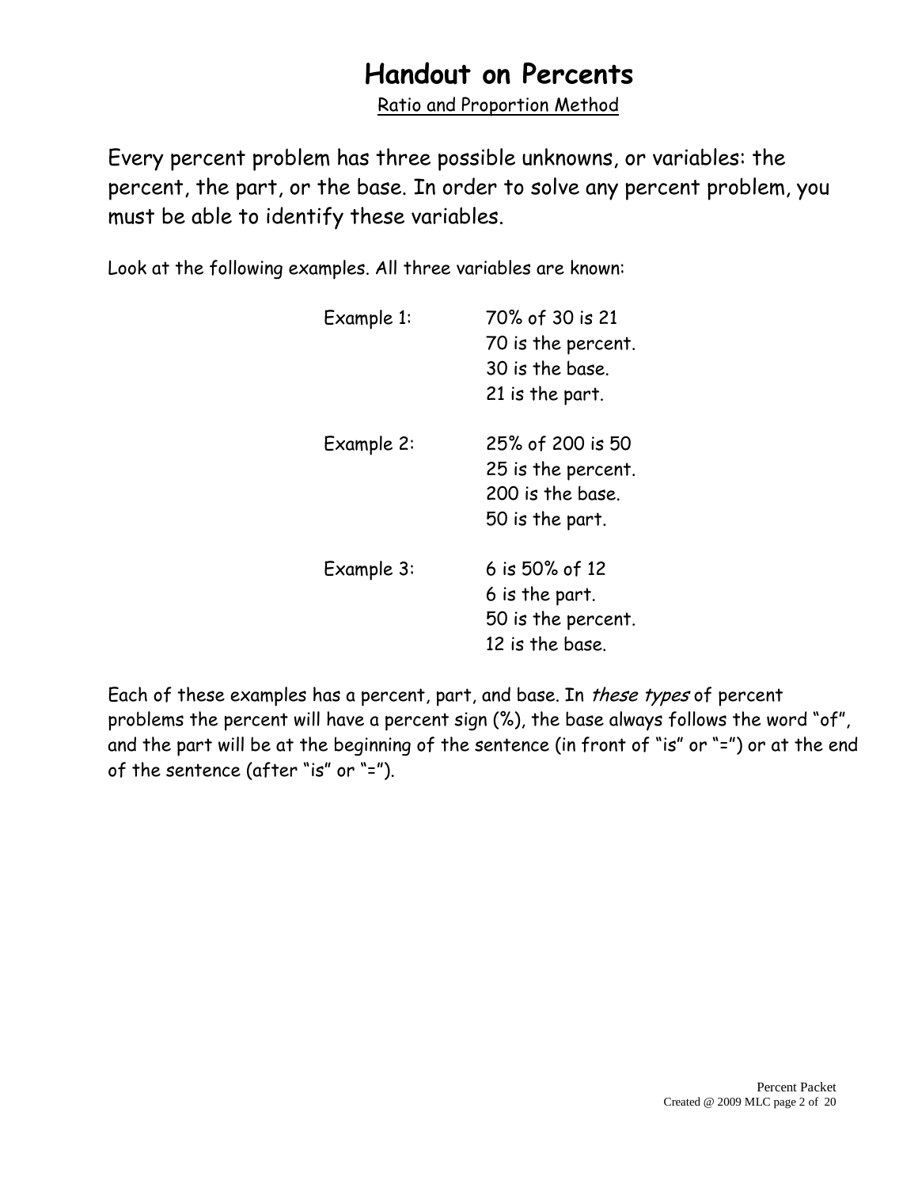# Handout on Percents

Ratio and Proportion Method

Every percent problem has three possible unknowns, or variables: the percent, the part, or the base. In order to solve any percent problem, you must be able to identify these variables.

Look at the following examples. All three variables are known:

Example 1: 70% of 30 is 21
70 is the percent.
30 is the base.
21 is the part.

Example 2: 25% of 200 is 50
25 is the percent.
200 is the base.
50 is the part.

Example 3: 6 is 50% of 12
6 is the part.
50 is the percent.
12 is the base.

Each of these examples has a percent, part, and base. In *these types* of percent problems the percent will have a percent sign (%), the base always follows the word "of", and the part will be at the beginning of the sentence (in front of "is" or "=") or at the end of the sentence (after "is" or "=").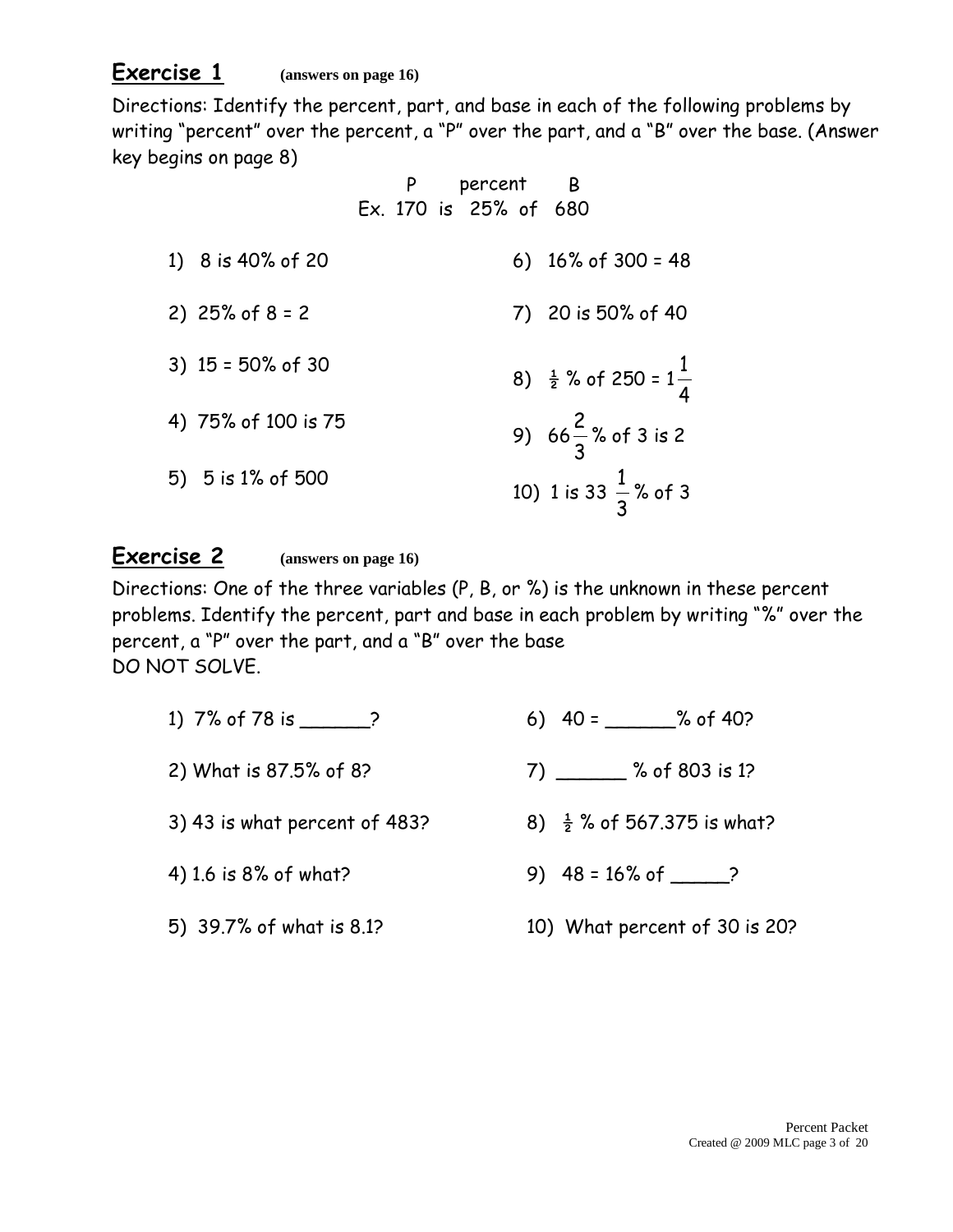## Exercise 1 (answers on page 16)

Directions: Identify the percent, part, and base in each of the following problems by writing "percent" over the percent, a "P" over the part, and a "B" over the base. (Answer key begins on page 8)

```
      P      percent    B
Ex. 170  is   25%  of  680
```

1) 8 is 40% of 20
2) 25% of 8 = 2
3) 15 = 50% of 30
4) 75% of 100 is 75
5) 5 is 1% of 500
6) 16% of 300 = 48
7) 20 is 50% of 40
8) $\frac{1}{2}$ % of 250 = $1\frac{1}{4}$
9) $66\frac{2}{3}$ % of 3 is 2
10) 1 is $33\frac{1}{3}$ % of 3

## Exercise 2 (answers on page 16)

Directions: One of the three variables (P, B, or %) is the unknown in these percent problems. Identify the percent, part and base in each problem by writing "%" over the percent, a "P" over the part, and a "B" over the base
DO NOT SOLVE.

1) 7% of 78 is ______?
2) What is 87.5% of 8?
3) 43 is what percent of 483?
4) 1.6 is 8% of what?
5) 39.7% of what is 8.1?
6) 40 = ______% of 40?
7) ______ % of 803 is 1?
8) $\frac{1}{2}$ % of 567.375 is what?
9) 48 = 16% of _____?
10) What percent of 30 is 20?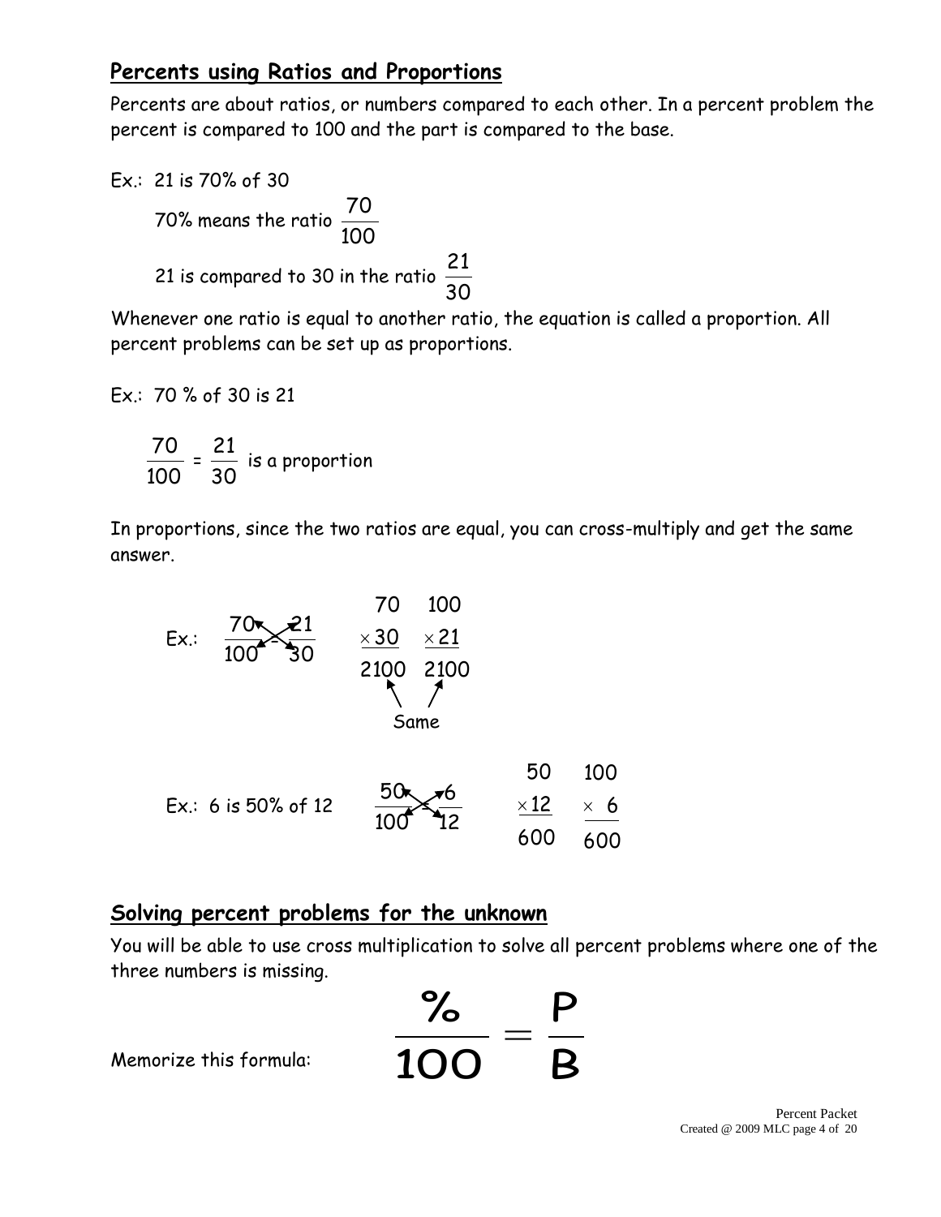## Percents using Ratios and Proportions

Percents are about ratios, or numbers compared to each other. In a percent problem the percent is compared to 100 and the part is compared to the base.

Ex.: 21 is 70% of 30

70% means the ratio $\frac{70}{100}$

21 is compared to 30 in the ratio $\frac{21}{30}$

Whenever one ratio is equal to another ratio, the equation is called a proportion. All percent problems can be set up as proportions.

Ex.: 70 % of 30 is 21

$\frac{70}{100} = \frac{21}{30}$ is a proportion

In proportions, since the two ratios are equal, you can cross-multiply and get the same answer.

Ex.: $\frac{70}{100} = \frac{21}{30}$

$$\begin{array}{r} 70 \\ \times 30 \\ \hline 2100 \end{array} \qquad \begin{array}{r} 100 \\ \times 21 \\ \hline 2100 \end{array}$$

Same

Ex.: 6 is 50% of 12 $\frac{50}{100} = \frac{6}{12}$

$$\begin{array}{r} 50 \\ \times 12 \\ \hline 600 \end{array} \qquad \begin{array}{r} 100 \\ \times 6 \\ \hline 600 \end{array}$$

## Solving percent problems for the unknown

You will be able to use cross multiplication to solve all percent problems where one of the three numbers is missing.

Memorize this formula:

$$\frac{\%}{100} = \frac{P}{B}$$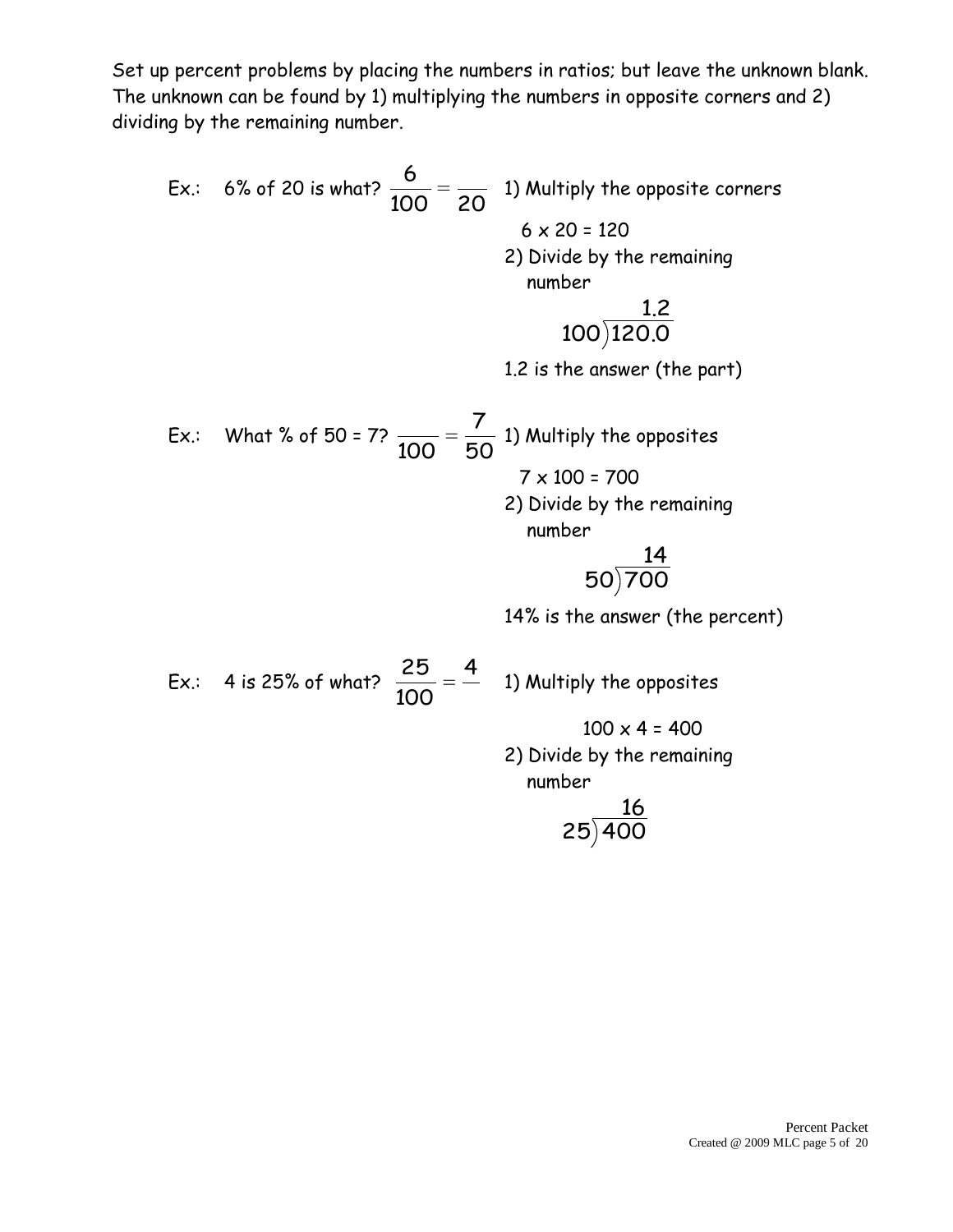Set up percent problems by placing the numbers in ratios; but leave the unknown blank. The unknown can be found by 1) multiplying the numbers in opposite corners and 2) dividing by the remaining number.

Ex.: 6% of 20 is what? $\frac{6}{100} = \frac{\quad}{20}$

1) Multiply the opposite corners

$6 \times 20 = 120$

2) Divide by the remaining number

$$100\overline{)120.0} = 1.2$$

1.2 is the answer (the part)

Ex.: What % of 50 = 7? $\frac{\quad}{100} = \frac{7}{50}$

1) Multiply the opposites

$7 \times 100 = 700$

2) Divide by the remaining number

$$50\overline{)700} = 14$$

14% is the answer (the percent)

Ex.: 4 is 25% of what? $\frac{25}{100} = \frac{4}{\quad}$

1) Multiply the opposites

$100 \times 4 = 400$

2) Divide by the remaining number

$$25\overline{)400} = 16$$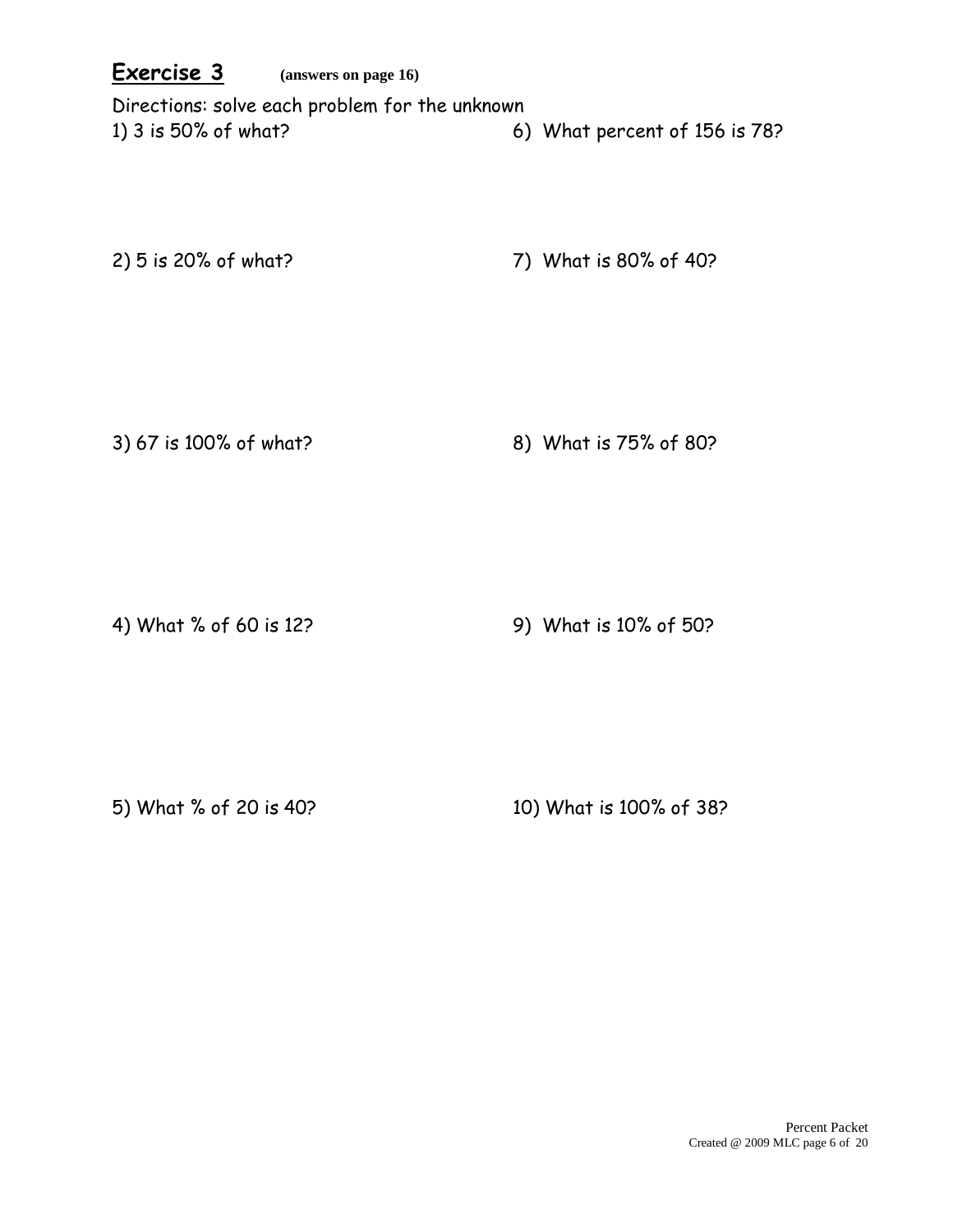## **Exercise 3** **(answers on page 16)**

Directions: solve each problem for the unknown

1) 3 is 50% of what?

2) 5 is 20% of what?

3) 67 is 100% of what?

4) What % of 60 is 12?

5) What % of 20 is 40?

6) What percent of 156 is 78?

7) What is 80% of 40?

8) What is 75% of 80?

9) What is 10% of 50?

10) What is 100% of 38?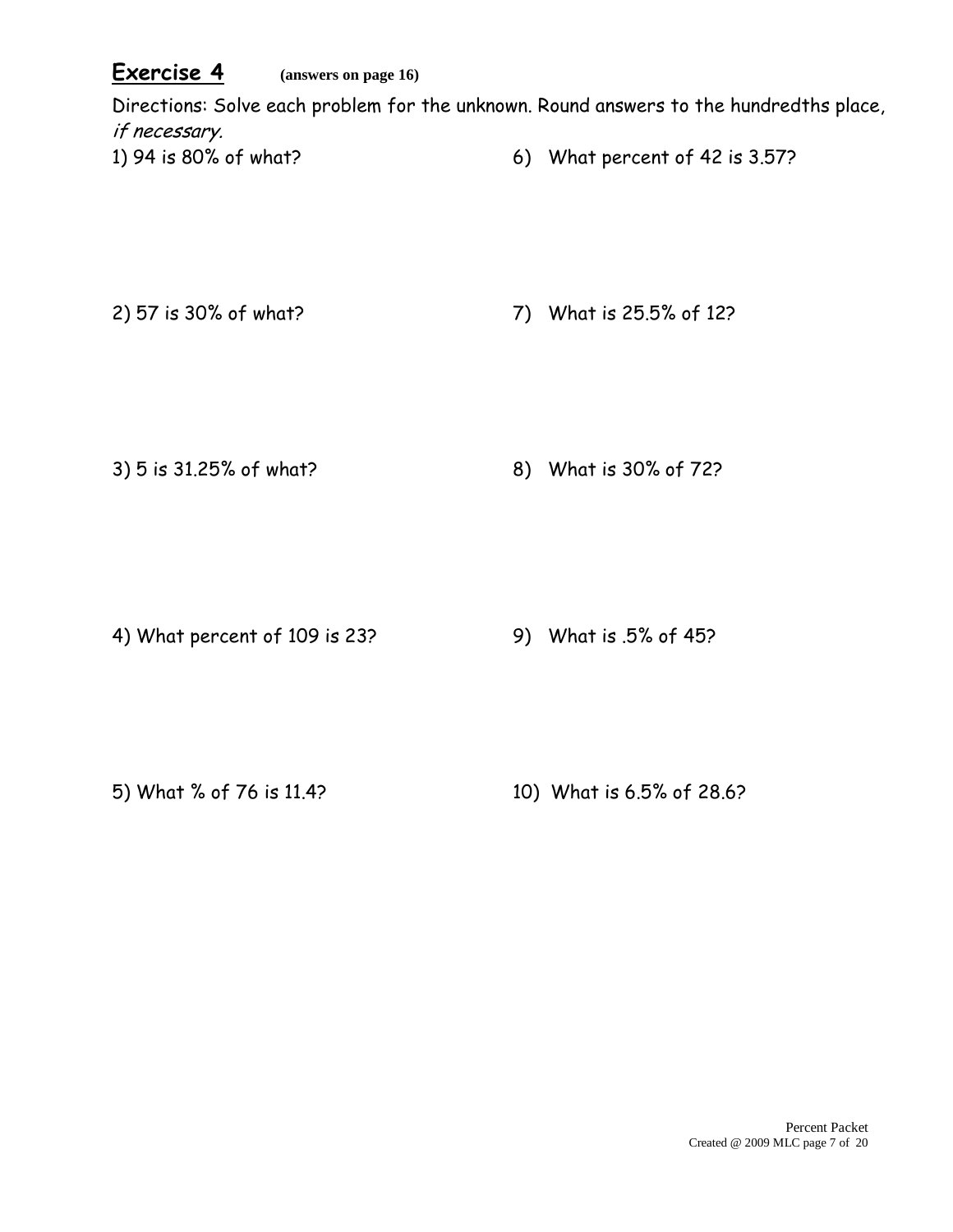## **Exercise 4** (answers on page 16)

Directions: Solve each problem for the unknown. Round answers to the hundredths place, *if necessary.*

1) 94 is 80% of what?

2) 57 is 30% of what?

3) 5 is 31.25% of what?

4) What percent of 109 is 23?

5) What % of 76 is 11.4?

6) What percent of 42 is 3.57?

7) What is 25.5% of 12?

8) What is 30% of 72?

9) What is .5% of 45?

10) What is 6.5% of 28.6?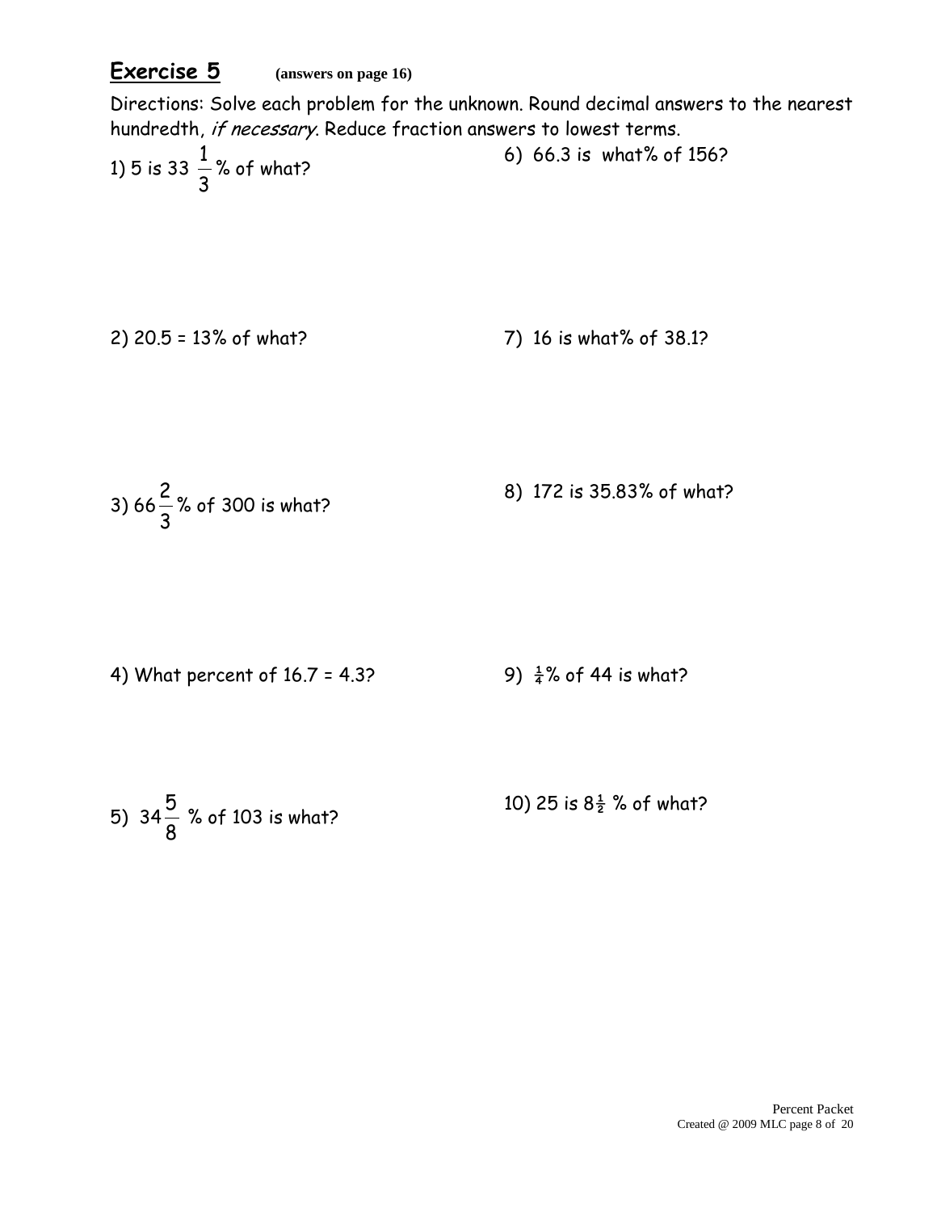## **Exercise 5** (answers on page 16)

Directions: Solve each problem for the unknown. Round decimal answers to the nearest hundredth, *if necessary*. Reduce fraction answers to lowest terms.

1) 5 is $33\frac{1}{3}$% of what?

2) 20.5 = 13% of what?

3) $66\frac{2}{3}$% of 300 is what?

4) What percent of 16.7 = 4.3?

5) $34\frac{5}{8}$ % of 103 is what?

6) 66.3 is what% of 156?

7) 16 is what% of 38.1?

8) 172 is 35.83% of what?

9) $\frac{1}{4}$% of 44 is what?

10) 25 is $8\frac{1}{2}$ % of what?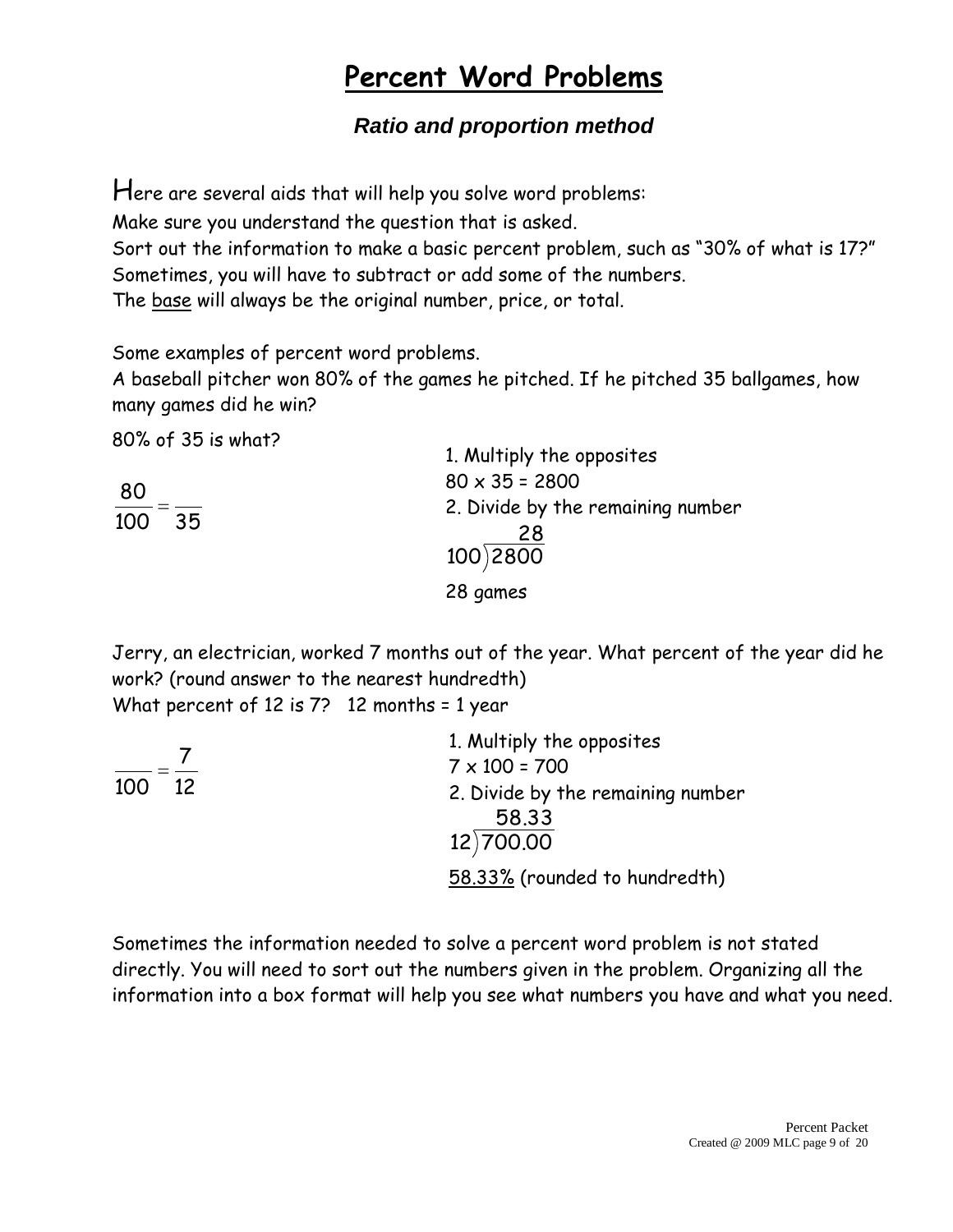# Percent Word Problems

### *Ratio and proportion method*

Here are several aids that will help you solve word problems:
Make sure you understand the question that is asked.
Sort out the information to make a basic percent problem, such as "30% of what is 17?"
Sometimes, you will have to subtract or add some of the numbers.
The base will always be the original number, price, or total.

Some examples of percent word problems.
A baseball pitcher won 80% of the games he pitched. If he pitched 35 ballgames, how many games did he win?

80% of 35 is what?

$$\frac{80}{100} = \frac{\quad}{35}$$

1. Multiply the opposites
$80 \times 35 = 2800$
2. Divide by the remaining number

$$100 \overline{)2800} = 28$$

28 games

Jerry, an electrician, worked 7 months out of the year. What percent of the year did he work? (round answer to the nearest hundredth)
What percent of 12 is 7? 12 months = 1 year

$$\frac{\quad}{100} = \frac{7}{12}$$

1. Multiply the opposites
$7 \times 100 = 700$
2. Divide by the remaining number

$$12 \overline{)700.00} = 58.33$$

58.33% (rounded to hundredth)

Sometimes the information needed to solve a percent word problem is not stated directly. You will need to sort out the numbers given in the problem. Organizing all the information into a box format will help you see what numbers you have and what you need.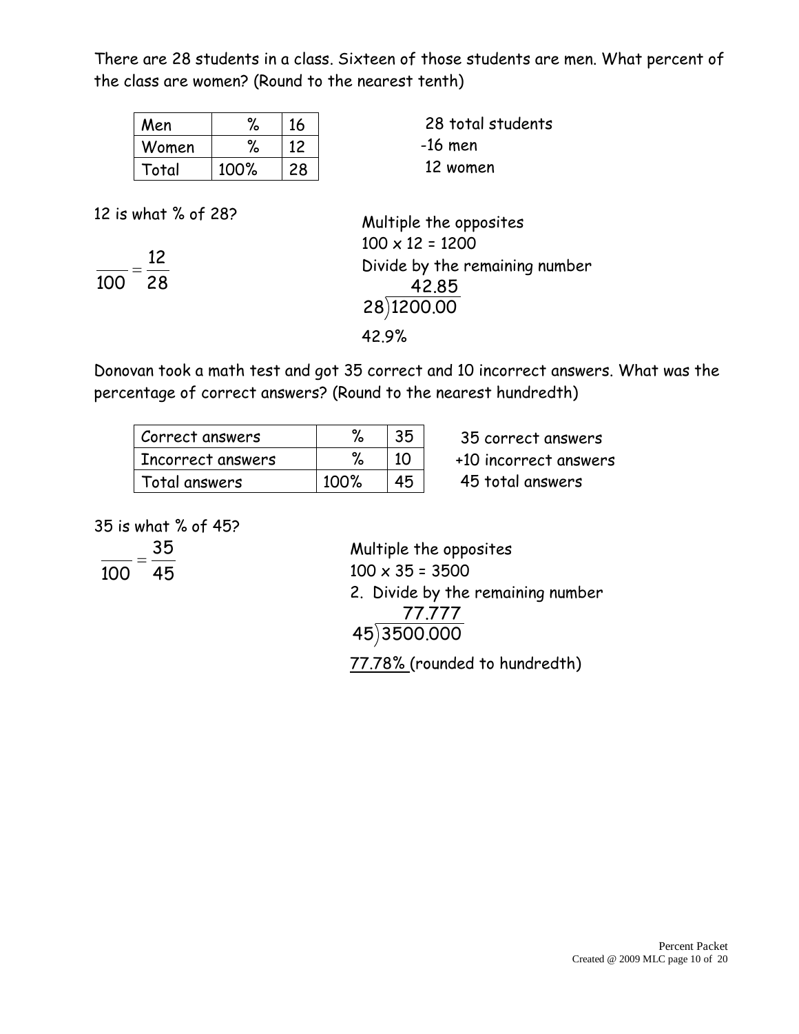There are 28 students in a class. Sixteen of those students are men. What percent of the class are women? (Round to the nearest tenth)

| Men | % | 16 |
|---|---|---|
| Women | % | 12 |
| Total | 100% | 28 |

 28 total students
-16 men
 12 women

12 is what % of 28?

$$\frac{\quad}{100} = \frac{12}{28}$$

Multiple the opposites

100 x 12 = 1200

Divide by the remaining number

$$28\overline{)1200.00} = 42.85$$

42.9%

Donovan took a math test and got 35 correct and 10 incorrect answers. What was the percentage of correct answers? (Round to the nearest hundredth)

| Correct answers | % | 35 |
|---|---|---|
| Incorrect answers | % | 10 |
| Total answers | 100% | 45 |

 35 correct answers
+10 incorrect answers
 45 total answers

35 is what % of 45?

$$\frac{\quad}{100} = \frac{35}{45}$$

Multiple the opposites

100 x 35 = 3500

2. Divide by the remaining number

$$45\overline{)3500.000} = 77.777$$

77.78% (rounded to hundredth)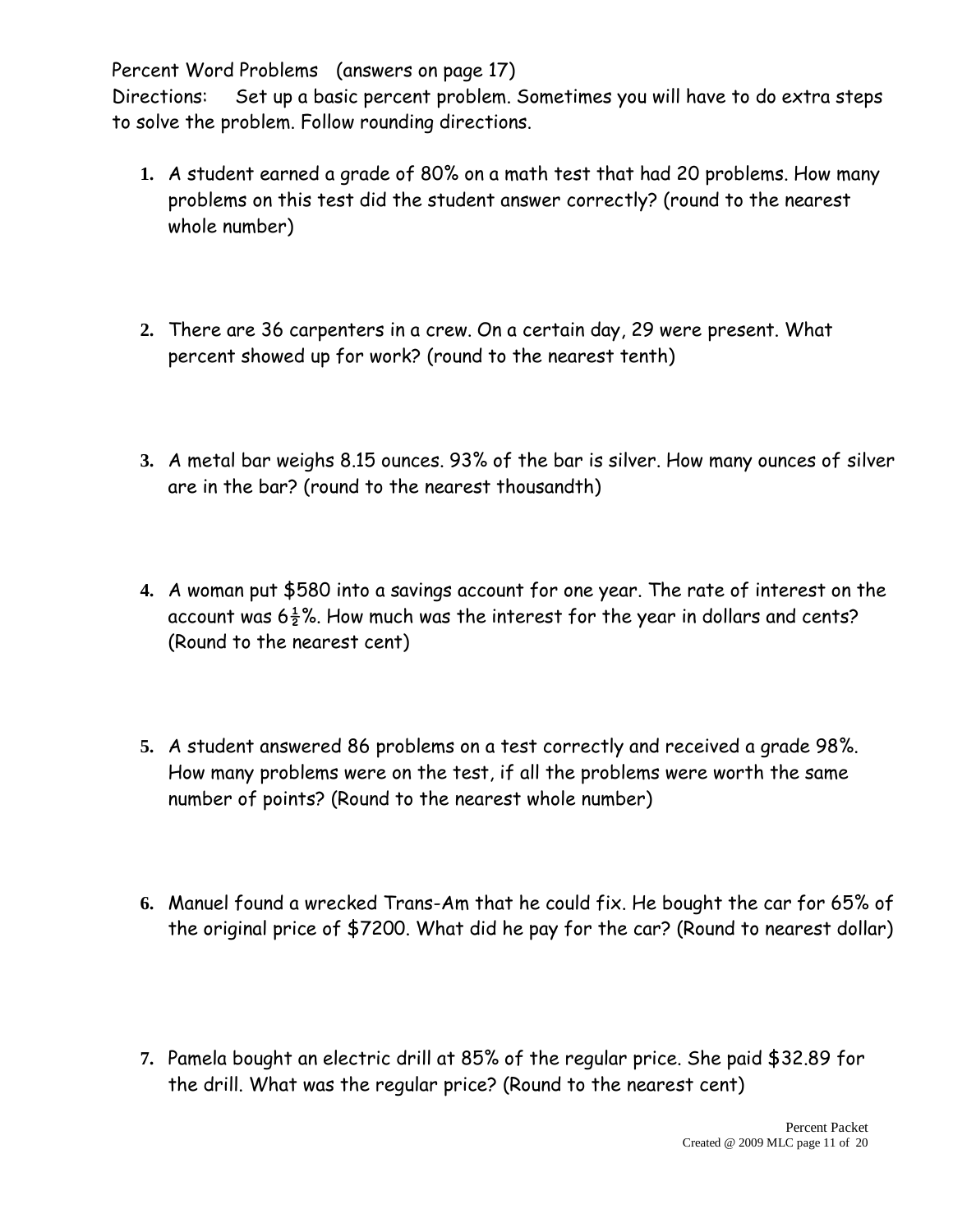Percent Word Problems (answers on page 17)

Directions: Set up a basic percent problem. Sometimes you will have to do extra steps to solve the problem. Follow rounding directions.

1. A student earned a grade of 80% on a math test that had 20 problems. How many problems on this test did the student answer correctly? (round to the nearest whole number)

2. There are 36 carpenters in a crew. On a certain day, 29 were present. What percent showed up for work? (round to the nearest tenth)

3. A metal bar weighs 8.15 ounces. 93% of the bar is silver. How many ounces of silver are in the bar? (round to the nearest thousandth)

4. A woman put $580 into a savings account for one year. The rate of interest on the account was $6\frac{1}{2}$%. How much was the interest for the year in dollars and cents? (Round to the nearest cent)

5. A student answered 86 problems on a test correctly and received a grade 98%. How many problems were on the test, if all the problems were worth the same number of points? (Round to the nearest whole number)

6. Manuel found a wrecked Trans-Am that he could fix. He bought the car for 65% of the original price of $7200. What did he pay for the car? (Round to nearest dollar)

7. Pamela bought an electric drill at 85% of the regular price. She paid $32.89 for the drill. What was the regular price? (Round to the nearest cent)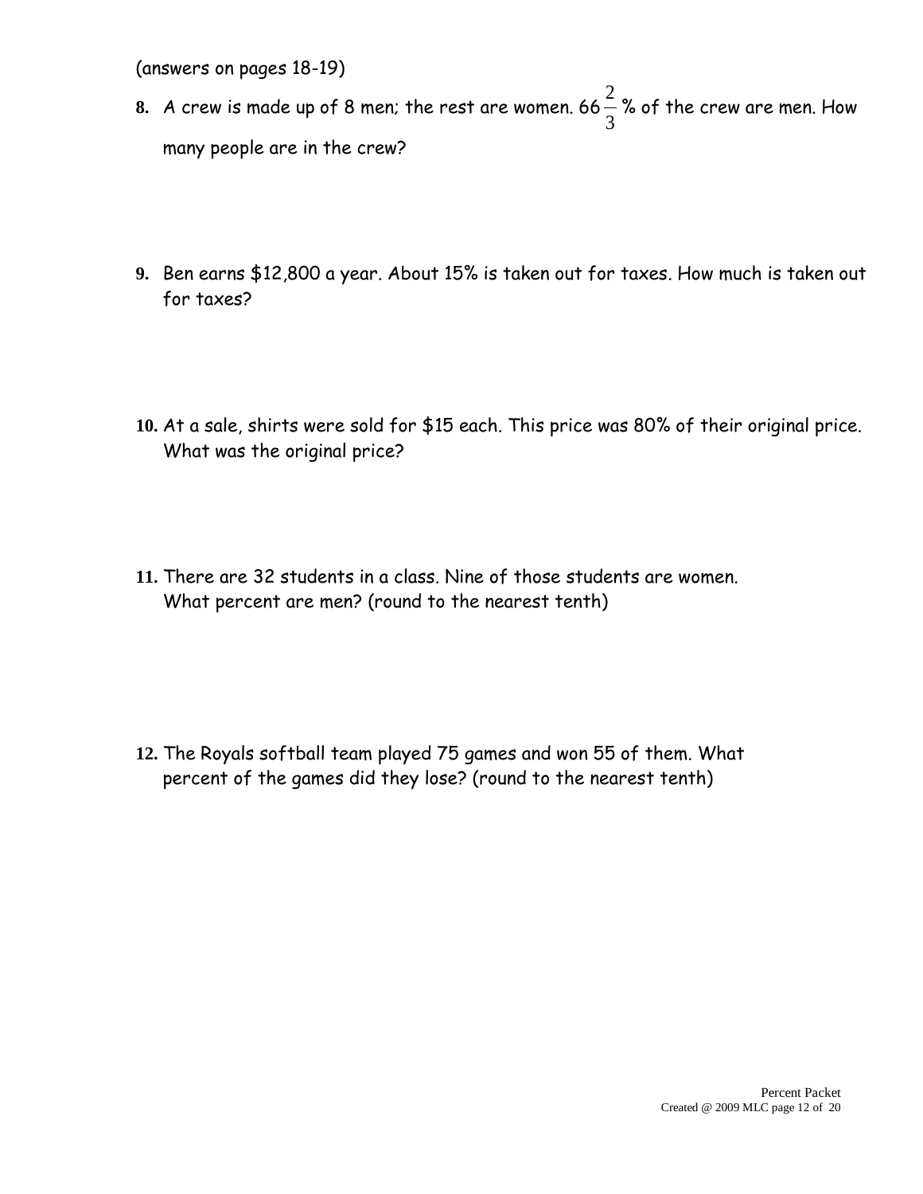(answers on pages 18-19)

**8.** A crew is made up of 8 men; the rest are women. $66\frac{2}{3}$ % of the crew are men. How many people are in the crew?

**9.** Ben earns $12,800 a year. About 15% is taken out for taxes. How much is taken out for taxes?

**10.** At a sale, shirts were sold for $15 each. This price was 80% of their original price. What was the original price?

**11.** There are 32 students in a class. Nine of those students are women. What percent are men? (round to the nearest tenth)

**12.** The Royals softball team played 75 games and won 55 of them. What percent of the games did they lose? (round to the nearest tenth)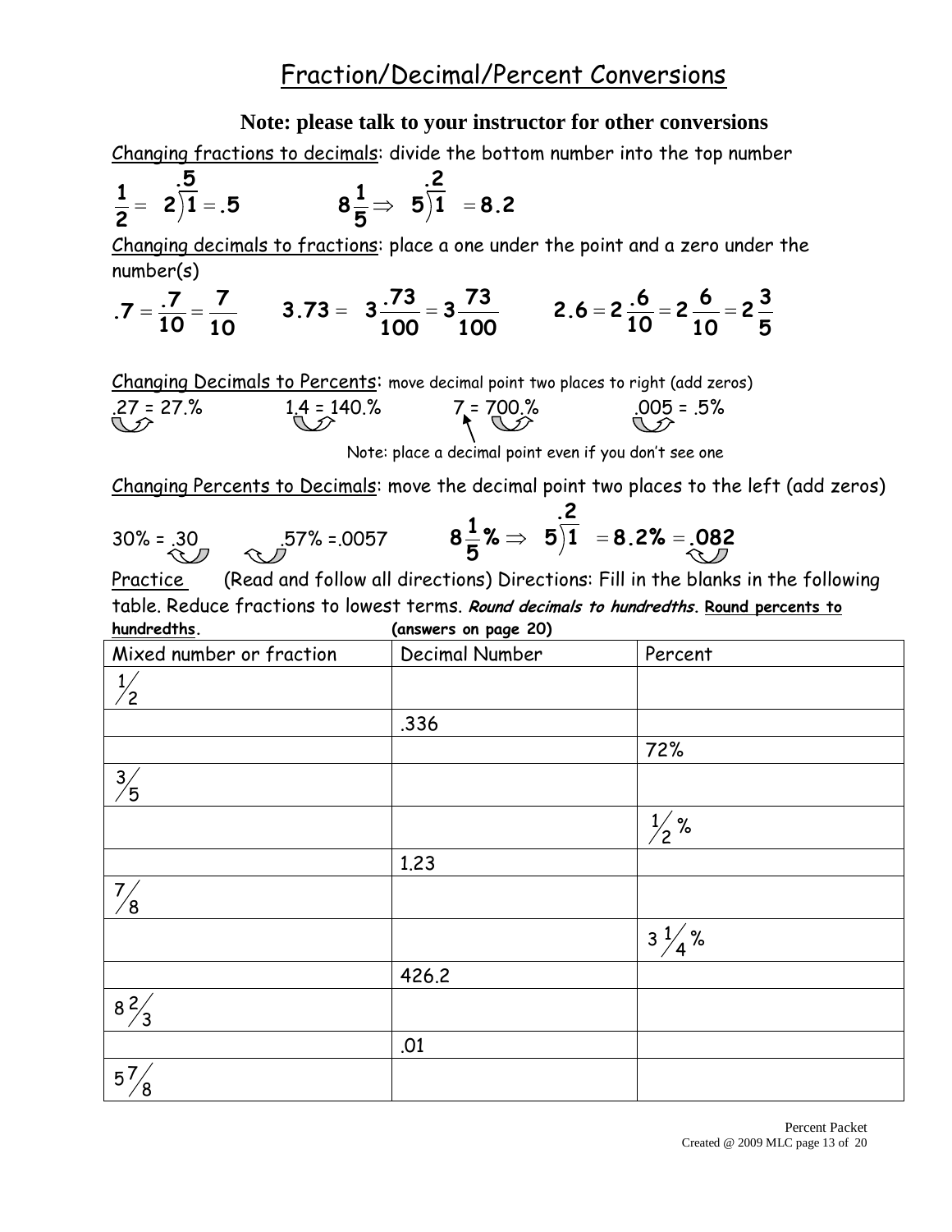# Fraction/Decimal/Percent Conversions

**Note: please talk to your instructor for other conversions**

Changing fractions to decimals: divide the bottom number into the top number

$\frac{1}{2} = 2\overline{)1}^{.5} = .5$ $\qquad 8\frac{1}{5} \Rightarrow 5\overline{)1}^{.2} = 8.2$

Changing decimals to fractions: place a one under the point and a zero under the number(s)

$.7 = \frac{.7}{10} = \frac{7}{10}$ $\qquad 3.73 = 3\frac{.73}{100} = 3\frac{73}{100}$ $\qquad 2.6 = 2\frac{.6}{10} = 2\frac{6}{10} = 2\frac{3}{5}$

Changing Decimals to Percents: move decimal point two places to right (add zeros)

.27 = 27.% $\qquad$ 1.4 = 140.% $\qquad$ 7 = 700.% $\qquad$ .005 = .5%

Note: place a decimal point even if you don't see one

Changing Percents to Decimals: move the decimal point two places to the left (add zeros)

30% = .30 $\qquad$ .57% =.0057 $\qquad$ $8\frac{1}{5}\% \Rightarrow 5\overline{)1}^{.2} = 8.2\% = .082$

Practice (Read and follow all directions) Directions: Fill in the blanks in the following table. Reduce fractions to lowest terms. ***Round decimals to hundredths***. **Round percents to hundredths**. **(answers on page 20)**

| Mixed number or fraction | Decimal Number | Percent |
|---|---|---|
| $\frac{1}{2}$ | | |
| | .336 | |
| | | 72% |
| $\frac{3}{5}$ | | |
| | | $\frac{1}{2}$% |
| | 1.23 | |
| $\frac{7}{8}$ | | |
| | | $3\frac{1}{4}$% |
| | 426.2 | |
| $8\frac{2}{3}$ | | |
| | .01 | |
| $5\frac{7}{8}$ | | |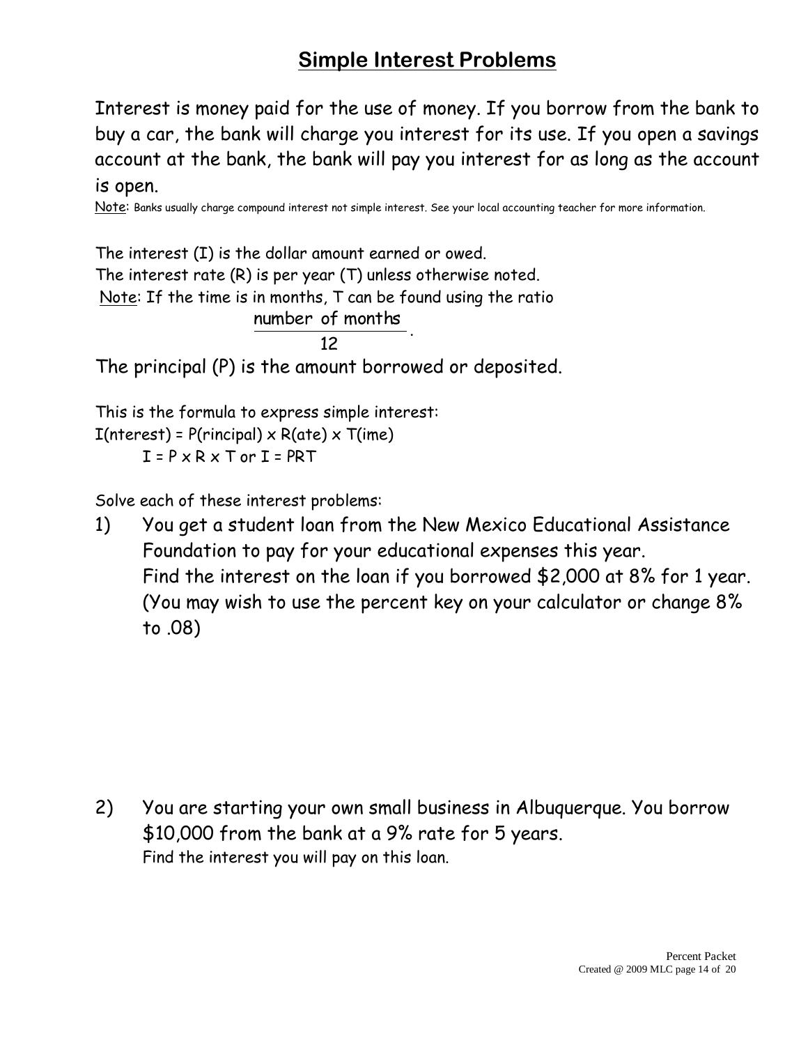## Simple Interest Problems

Interest is money paid for the use of money. If you borrow from the bank to buy a car, the bank will charge you interest for its use. If you open a savings account at the bank, the bank will pay you interest for as long as the account is open.

Note: Banks usually charge compound interest not simple interest. See your local accounting teacher for more information.

The interest (I) is the dollar amount earned or owed.
The interest rate (R) is per year (T) unless otherwise noted.
Note: If the time is in months, T can be found using the ratio $\frac{\text{number of months}}{12}$.

The principal (P) is the amount borrowed or deposited.

This is the formula to express simple interest:
I(nterest) = P(rincipal) x R(ate) x T(ime)
$I = P \times R \times T$ or $I = PRT$

Solve each of these interest problems:

1) You get a student loan from the New Mexico Educational Assistance Foundation to pay for your educational expenses this year. Find the interest on the loan if you borrowed $2,000 at 8% for 1 year. (You may wish to use the percent key on your calculator or change 8% to .08)

2) You are starting your own small business in Albuquerque. You borrow $10,000 from the bank at a 9% rate for 5 years. Find the interest you will pay on this loan.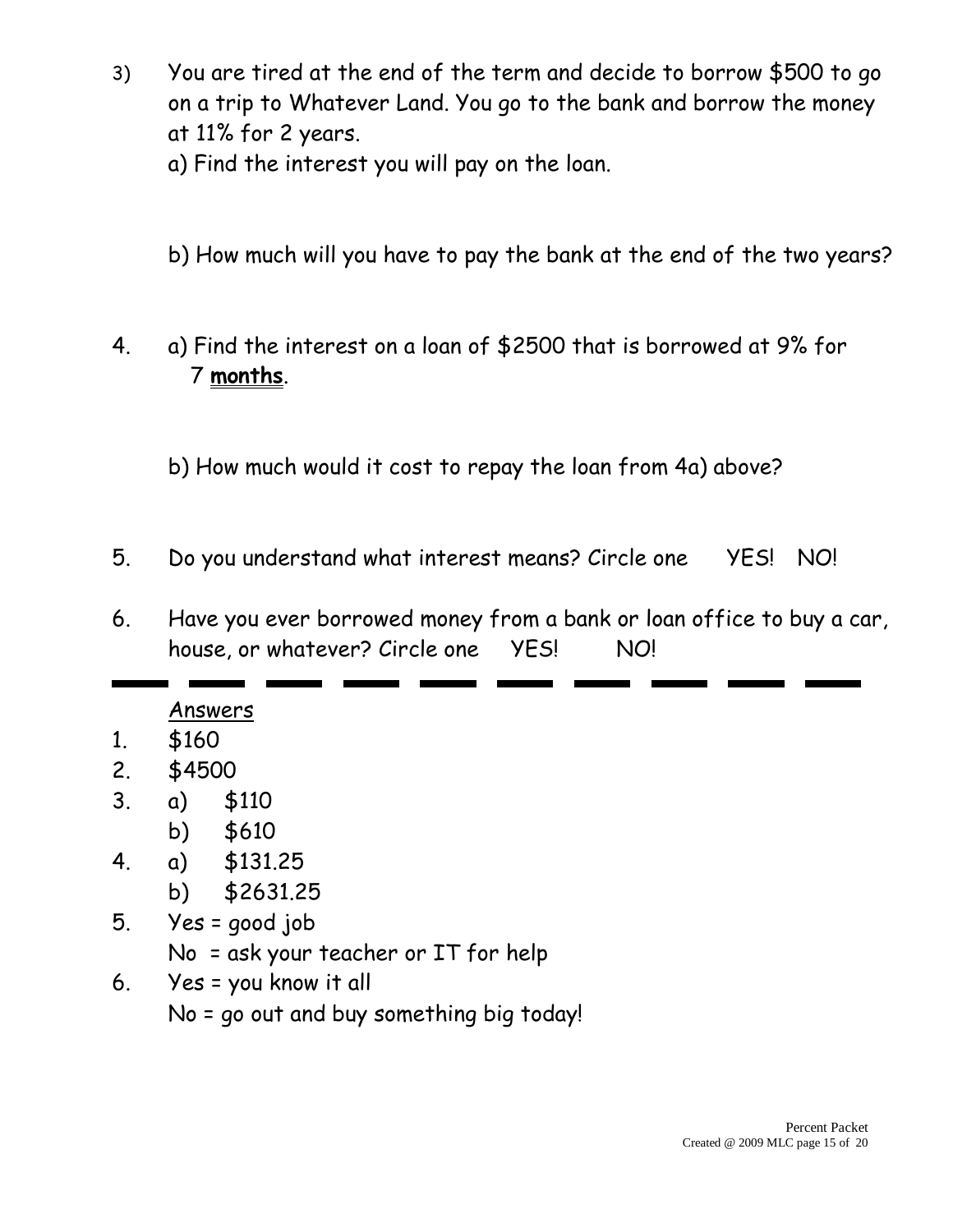3) You are tired at the end of the term and decide to borrow $500 to go on a trip to Whatever Land. You go to the bank and borrow the money at 11% for 2 years.

   a) Find the interest you will pay on the loan.

   b) How much will you have to pay the bank at the end of the two years?

4. a) Find the interest on a loan of $2500 that is borrowed at 9% for 7 **months**.

   b) How much would it cost to repay the loan from 4a) above?

5. Do you understand what interest means? Circle one YES! NO!

6. Have you ever borrowed money from a bank or loan office to buy a car, house, or whatever? Circle one YES! NO!

---

Answers

1. $160
2. $4500
3. a) $110
   b) $610
4. a) $131.25
   b) $2631.25
5. Yes = good job
   No = ask your teacher or IT for help
6. Yes = you know it all
   No = go out and buy something big today!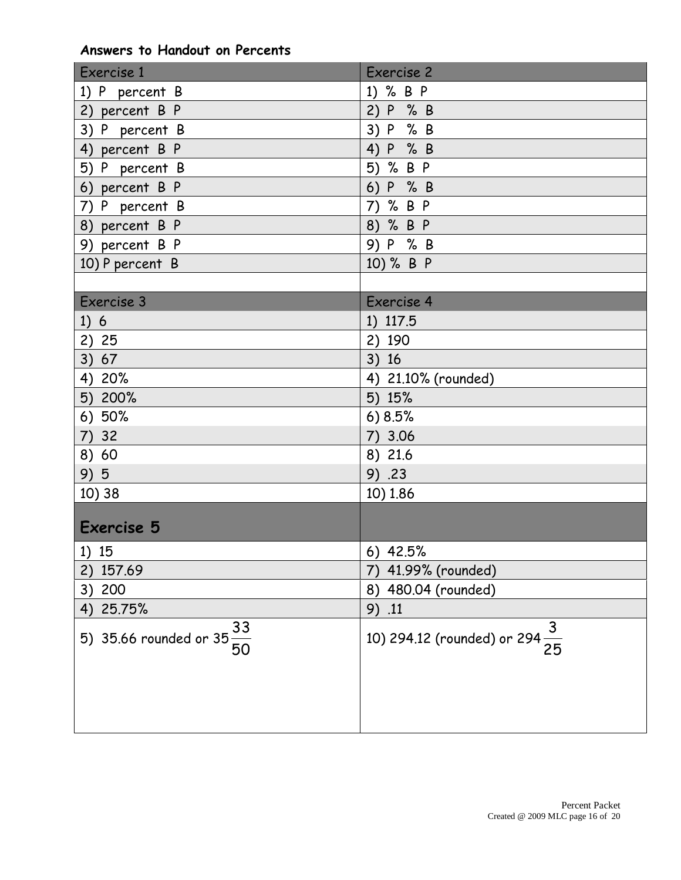**Answers to Handout on Percents**

| Exercise 1 | Exercise 2 |
|---|---|
| 1) P percent B | 1) % B P |
| 2) percent B P | 2) P % B |
| 3) P percent B | 3) P % B |
| 4) percent B P | 4) P % B |
| 5) P percent B | 5) % B P |
| 6) percent B P | 6) P % B |
| 7) P percent B | 7) % B P |
| 8) percent B P | 8) % B P |
| 9) percent B P | 9) P % B |
| 10) P percent B | 10) % B P |
| | |
| **Exercise 3** | **Exercise 4** |
| 1) 6 | 1) 117.5 |
| 2) 25 | 2) 190 |
| 3) 67 | 3) 16 |
| 4) 20% | 4) 21.10% (rounded) |
| 5) 200% | 5) 15% |
| 6) 50% | 6) 8.5% |
| 7) 32 | 7) 3.06 |
| 8) 60 | 8) 21.6 |
| 9) 5 | 9) .23 |
| 10) 38 | 10) 1.86 |
| **Exercise 5** | |
| 1) 15 | 6) 42.5% |
| 2) 157.69 | 7) 41.99% (rounded) |
| 3) 200 | 8) 480.04 (rounded) |
| 4) 25.75% | 9) .11 |
| 5) 35.66 rounded or $35\frac{33}{50}$ | 10) 294.12 (rounded) or $294\frac{3}{25}$ |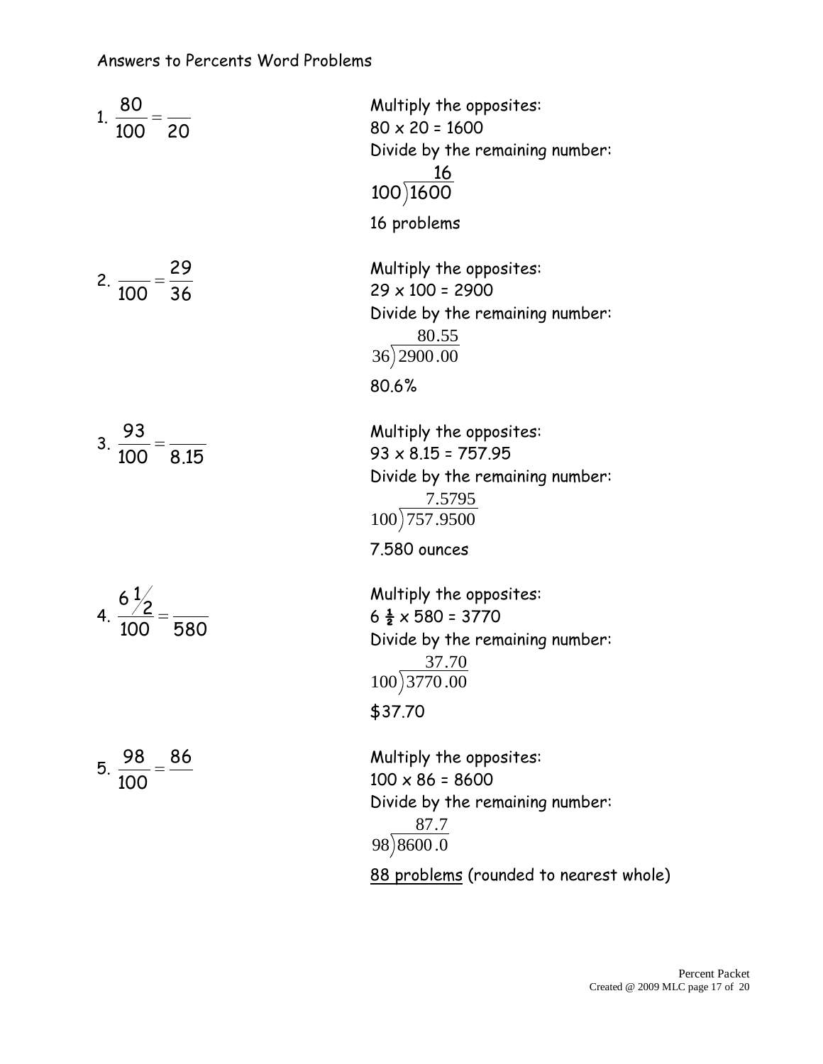Answers to Percents Word Problems

1. $\frac{80}{100} = \frac{\quad}{20}$

Multiply the opposites:
80 x 20 = 1600
Divide by the remaining number:

$$100 \overline{)1600}^{\,16}$$

16 problems

2. $\frac{\quad}{100} = \frac{29}{36}$

Multiply the opposites:
29 x 100 = 2900
Divide by the remaining number:

$$36 \overline{)2900.00}^{\,80.55}$$

80.6%

3. $\frac{93}{100} = \frac{\quad}{8.15}$

Multiply the opposites:
93 x 8.15 = 757.95
Divide by the remaining number:

$$100 \overline{)757.9500}^{\,7.5795}$$

7.580 ounces

4. $\frac{6\frac{1}{2}}{100} = \frac{\quad}{580}$

Multiply the opposites:
6 ½ x 580 = 3770
Divide by the remaining number:

$$100 \overline{)3770.00}^{\,37.70}$$

$37.70

5. $\frac{98}{100} = \frac{86}{\quad}$

Multiply the opposites:
100 x 86 = 8600
Divide by the remaining number:

$$98 \overline{)8600.0}^{\,87.7}$$

88 problems (rounded to nearest whole)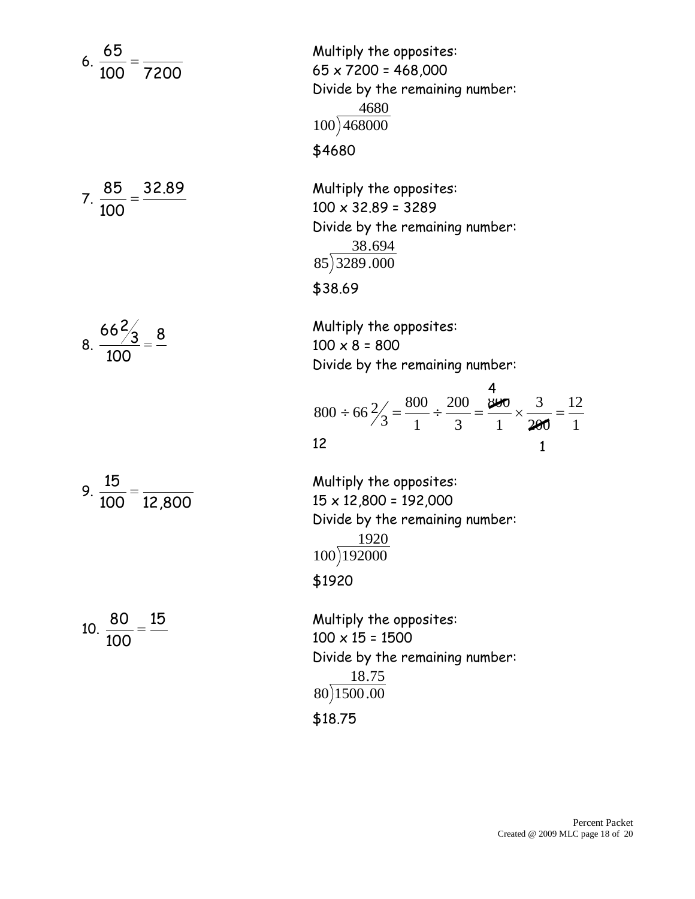6. $\frac{65}{100} = \frac{}{7200}$

Multiply the opposites:
65 x 7200 = 468,000
Divide by the remaining number:

$$100\overline{)468000}^{\,4680}$$

$4680

7. $\frac{85}{100} = \frac{32.89}{}$

Multiply the opposites:
100 x 32.89 = 3289
Divide by the remaining number:

$$85\overline{)3289.000}^{\,38.694}$$

$38.69

8. $\frac{66\frac{2}{3}}{100} = \frac{8}{}$

Multiply the opposites:
100 x 8 = 800
Divide by the remaining number:

$$800 \div 66\tfrac{2}{3} = \frac{800}{1} \div \frac{200}{3} = \frac{\overset{4}{\cancel{800}}}{1} \times \frac{3}{\underset{1}{\cancel{200}}} = \frac{12}{1}$$

12

9. $\frac{15}{100} = \frac{}{12,800}$

Multiply the opposites:
15 x 12,800 = 192,000
Divide by the remaining number:

$$100\overline{)192000}^{\,1920}$$

$1920

10. $\frac{80}{100} = \frac{15}{}$

Multiply the opposites:
100 x 15 = 1500
Divide by the remaining number:

$$80\overline{)1500.00}^{\,18.75}$$

$18.75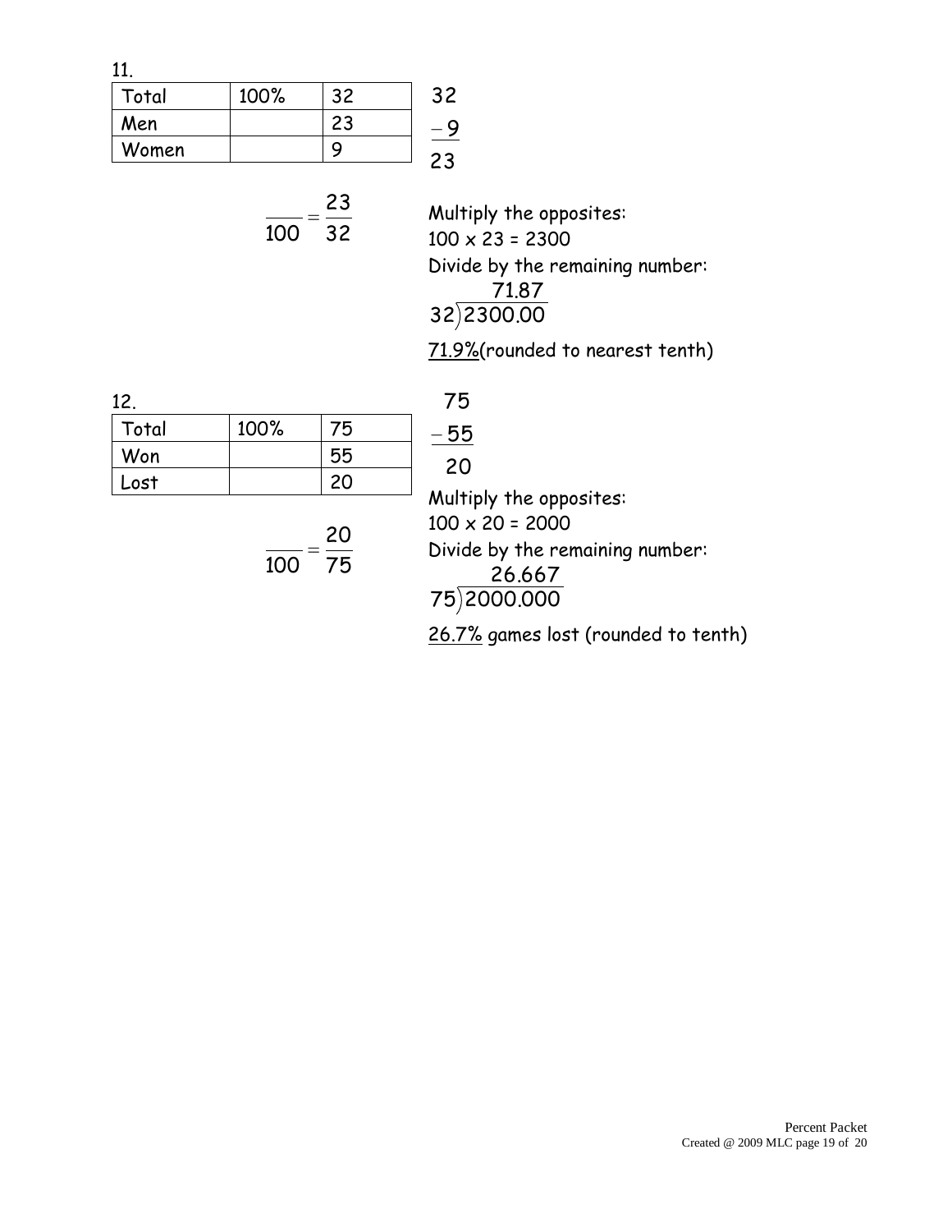11.

| Total | 100% | 32 |
|---|---|---|
| Men | | 23 |
| Women | | 9 |

$$\begin{array}{r} 32 \\ -9 \\ \hline 23 \end{array}$$

$$\frac{\quad}{100} = \frac{23}{32}$$

Multiply the opposites:
100 x 23 = 2300
Divide by the remaining number:

$$32\overline{)2300.00} = 71.87$$

<u>71.9%</u>(rounded to nearest tenth)

12.

| Total | 100% | 75 |
|---|---|---|
| Won | | 55 |
| Lost | | 20 |

$$\begin{array}{r} 75 \\ -55 \\ \hline 20 \end{array}$$

$$\frac{\quad}{100} = \frac{20}{75}$$

Multiply the opposites:
100 x 20 = 2000
Divide by the remaining number:

$$75\overline{)2000.000} = 26.667$$

<u>26.7%</u> games lost (rounded to tenth)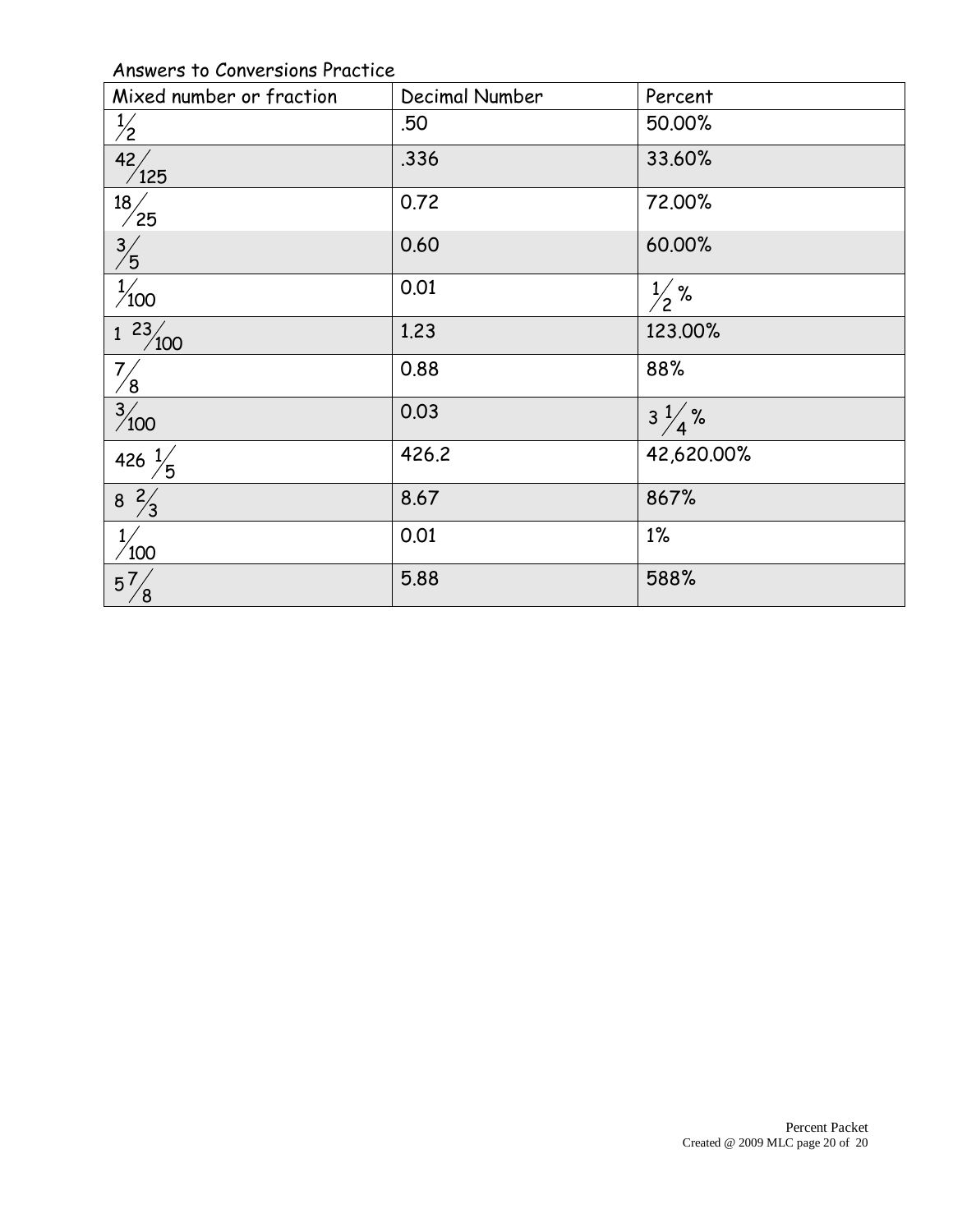Answers to Conversions Practice

| Mixed number or fraction | Decimal Number | Percent |
|---|---|---|
| $\frac{1}{2}$ | .50 | 50.00% |
| $\frac{42}{125}$ | .336 | 33.60% |
| $\frac{18}{25}$ | 0.72 | 72.00% |
| $\frac{3}{5}$ | 0.60 | 60.00% |
| $\frac{1}{100}$ | 0.01 | $\frac{1}{2}$ % |
| $1\frac{23}{100}$ | 1.23 | 123.00% |
| $\frac{7}{8}$ | 0.88 | 88% |
| $\frac{3}{100}$ | 0.03 | $3\frac{1}{4}$ % |
| $426\frac{1}{5}$ | 426.2 | 42,620.00% |
| $8\frac{2}{3}$ | 8.67 | 867% |
| $\frac{1}{100}$ | 0.01 | 1% |
| $5\frac{7}{8}$ | 5.88 | 588% |